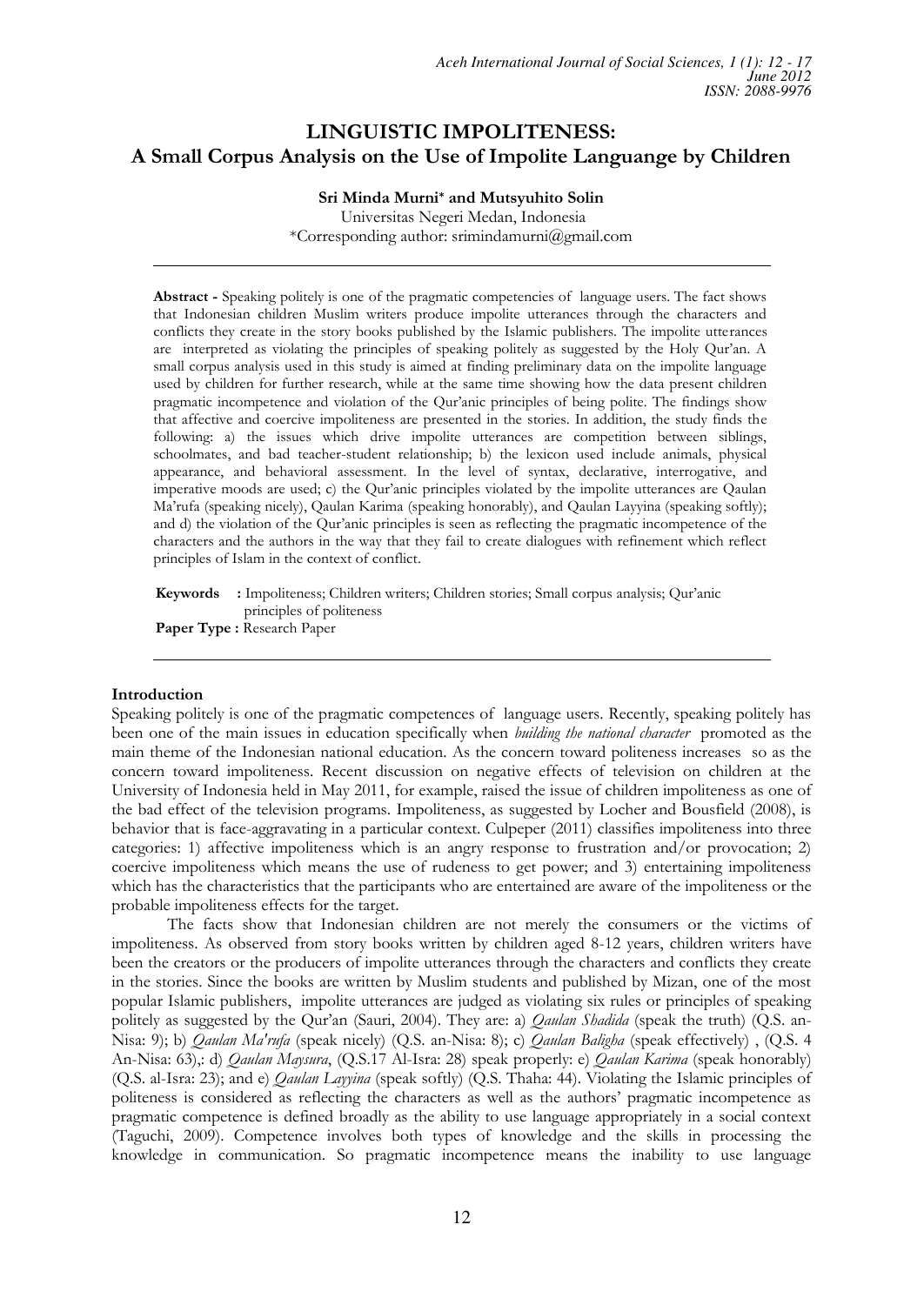# LINGUISTIC IMPOLITENESS:
## A Small Corpus Analysis on the Use of Impolite Languange by Children

**Sri Minda Murni* and Mutsyuhito Solin**

Universitas Negeri Medan, Indonesia

*Corresponding author: srimindamurni@gmail.com

---

**Abstract -** Speaking politely is one of the pragmatic competencies of language users. The fact shows that Indonesian children Muslim writers produce impolite utterances through the characters and conflicts they create in the story books published by the Islamic publishers. The impolite utterances are interpreted as violating the principles of speaking politely as suggested by the Holy Qur'an. A small corpus analysis used in this study is aimed at finding preliminary data on the impolite language used by children for further research, while at the same time showing how the data present children pragmatic incompetence and violation of the Qur'anic principles of being polite. The findings show that affective and coercive impoliteness are presented in the stories. In addition, the study finds the following: a) the issues which drive impolite utterances are competition between siblings, schoolmates, and bad teacher-student relationship; b) the lexicon used include animals, physical appearance, and behavioral assessment. In the level of syntax, declarative, interrogative, and imperative moods are used; c) the Qur'anic principles violated by the impolite utterances are Qaulan Ma'rufa (speaking nicely), Qaulan Karima (speaking honorably), and Qaulan Layyina (speaking softly); and d) the violation of the Qur'anic principles is seen as reflecting the pragmatic incompetence of the characters and the authors in the way that they fail to create dialogues with refinement which reflect principles of Islam in the context of conflict.

**Keywords :** Impoliteness; Children writers; Children stories; Small corpus analysis; Qur'anic principles of politeness

**Paper Type :** Research Paper

---

## Introduction

Speaking politely is one of the pragmatic competences of language users. Recently, speaking politely has been one of the main issues in education specifically when *building the national character* promoted as the main theme of the Indonesian national education. As the concern toward politeness increases so as the concern toward impoliteness. Recent discussion on negative effects of television on children at the University of Indonesia held in May 2011, for example, raised the issue of children impoliteness as one of the bad effect of the television programs. Impoliteness, as suggested by Locher and Bousfield (2008), is behavior that is face-aggravating in a particular context. Culpeper (2011) classifies impoliteness into three categories: 1) affective impoliteness which is an angry response to frustration and/or provocation; 2) coercive impoliteness which means the use of rudeness to get power; and 3) entertaining impoliteness which has the characteristics that the participants who are entertained are aware of the impoliteness or the probable impoliteness effects for the target.

The facts show that Indonesian children are not merely the consumers or the victims of impoliteness. As observed from story books written by children aged 8-12 years, children writers have been the creators or the producers of impolite utterances through the characters and conflicts they create in the stories. Since the books are written by Muslim students and published by Mizan, one of the most popular Islamic publishers, impolite utterances are judged as violating six rules or principles of speaking politely as suggested by the Qur'an (Sauri, 2004). They are: a) *Qaulan Shadida* (speak the truth) (Q.S. an-Nisa: 9); b) *Qaulan Ma'rufa* (speak nicely) (Q.S. an-Nisa: 8); c) *Qaulan Baligha* (speak effectively) , (Q.S. 4 An-Nisa: 63),: d) *Qaulan Maysura*, (Q.S.17 Al-Isra: 28) speak properly: e) *Qaulan Karima* (speak honorably) (Q.S. al-Isra: 23); and e) *Qaulan Layyina* (speak softly) (Q.S. Thaha: 44). Violating the Islamic principles of politeness is considered as reflecting the characters as well as the authors' pragmatic incompetence as pragmatic competence is defined broadly as the ability to use language appropriately in a social context (Taguchi, 2009). Competence involves both types of knowledge and the skills in processing the knowledge in communication. So pragmatic incompetence means the inability to use language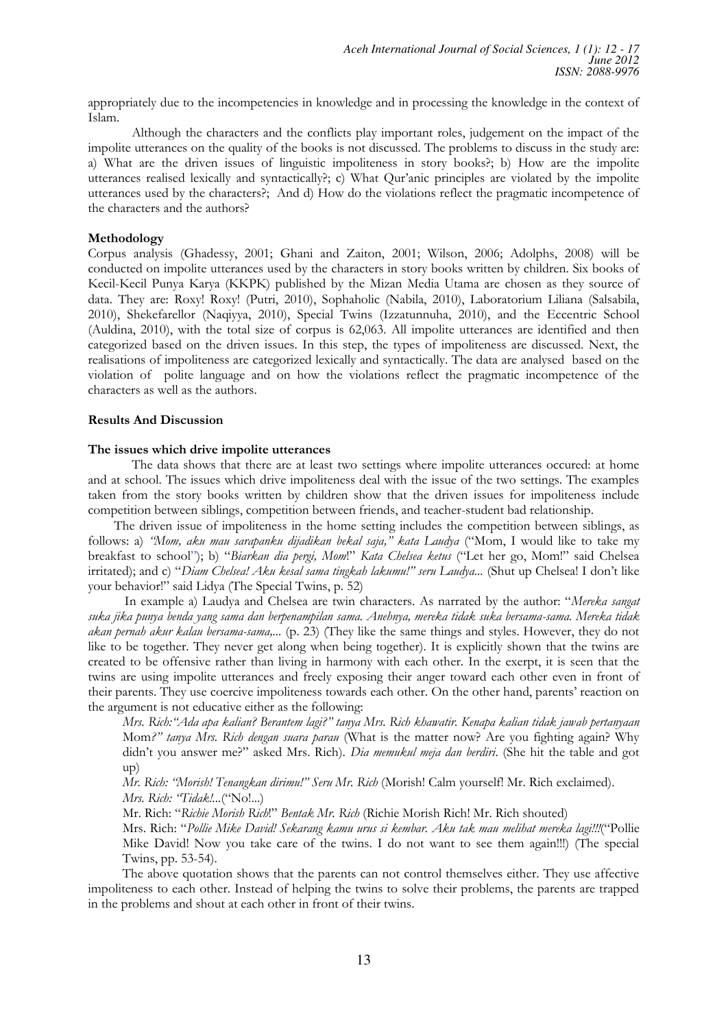appropriately due to the incompetencies in knowledge and in processing the knowledge in the context of Islam.

Although the characters and the conflicts play important roles, judgement on the impact of the impolite utterances on the quality of the books is not discussed. The problems to discuss in the study are: a) What are the driven issues of linguistic impoliteness in story books?; b) How are the impolite utterances realised lexically and syntactically?; c) What Qur'anic principles are violated by the impolite utterances used by the characters?; And d) How do the violations reflect the pragmatic incompetence of the characters and the authors?

**Methodology**

Corpus analysis (Ghadessy, 2001; Ghani and Zaiton, 2001; Wilson, 2006; Adolphs, 2008) will be conducted on impolite utterances used by the characters in story books written by children. Six books of Kecil-Kecil Punya Karya (KKPK) published by the Mizan Media Utama are chosen as they source of data. They are: Roxy! Roxy! (Putri, 2010), Sophaholic (Nabila, 2010), Laboratorium Liliana (Salsabila, 2010), Shekefarellor (Naqiyya, 2010), Special Twins (Izzatunnuha, 2010), and the Eccentric School (Auldina, 2010), with the total size of corpus is 62,063. All impolite utterances are identified and then categorized based on the driven issues. In this step, the types of impoliteness are discussed. Next, the realisations of impoliteness are categorized lexically and syntactically. The data are analysed based on the violation of polite language and on how the violations reflect the pragmatic incompetence of the characters as well as the authors.

**Results And Discussion**

**The issues which drive impolite utterances**

The data shows that there are at least two settings where impolite utterances occured: at home and at school. The issues which drive impoliteness deal with the issue of the two settings. The examples taken from the story books written by children show that the driven issues for impoliteness include competition between siblings, competition between friends, and teacher-student bad relationship.

The driven issue of impoliteness in the home setting includes the competition between siblings, as follows: a) *"Mom, aku mau sarapanku dijadikan bekal saja," kata Laudya* ("Mom, I would like to take my breakfast to school"); b) "*Biarkan dia pergi, Mom*!" *Kata Chelsea ketus* ("Let her go, Mom!" said Chelsea irritated); and c) "*Diam Chelsea! Aku kesal sama tingkah lakumu!" seru Laudya*... (Shut up Chelsea! I don't like your behavior!" said Lidya (The Special Twins, p. 52)

In example a) Laudya and Chelsea are twin characters. As narrated by the author: "*Mereka sangat suka jika punya benda yang sama dan berpenampilan sama. Anehnya, mereka tidak suka bersama-sama. Mereka tidak akan pernah akur kalau bersama-sama,...* (p. 23) (They like the same things and styles. However, they do not like to be together. They never get along when being together). It is explicitly shown that the twins are created to be offensive rather than living in harmony with each other. In the exerpt, it is seen that the twins are using impolite utterances and freely exposing their anger toward each other even in front of their parents. They use coercive impoliteness towards each other. On the other hand, parents' reaction on the argument is not educative either as the following:

*Mrs. Rich:"Ada apa kalian? Berantem lagi?" tanya Mrs. Rich khawatir. Kenapa kalian tidak jawab pertanyaan* Mom*?" tanya Mrs. Rich dengan suara parau* (What is the matter now? Are you fighting again? Why didn't you answer me?" asked Mrs. Rich). *Dia memukul meja dan berdiri*. (She hit the table and got up)

*Mr. Rich: "Morish! Tenangkan dirimu!" Seru Mr. Rich* (Morish! Calm yourself! Mr. Rich exclaimed).

*Mrs. Rich: "Tidak!*...("No!...)

Mr. Rich: "*Richie Morish Rich*!" *Bentak Mr. Rich* (Richie Morish Rich! Mr. Rich shouted)

Mrs. Rich: "*Pollie Mike David! Sekarang kamu urus si kembar. Aku tak mau melihat mereka lagi!!!*("Pollie Mike David! Now you take care of the twins. I do not want to see them again!!!) (The special Twins, pp. 53-54).

The above quotation shows that the parents can not control themselves either. They use affective impoliteness to each other. Instead of helping the twins to solve their problems, the parents are trapped in the problems and shout at each other in front of their twins.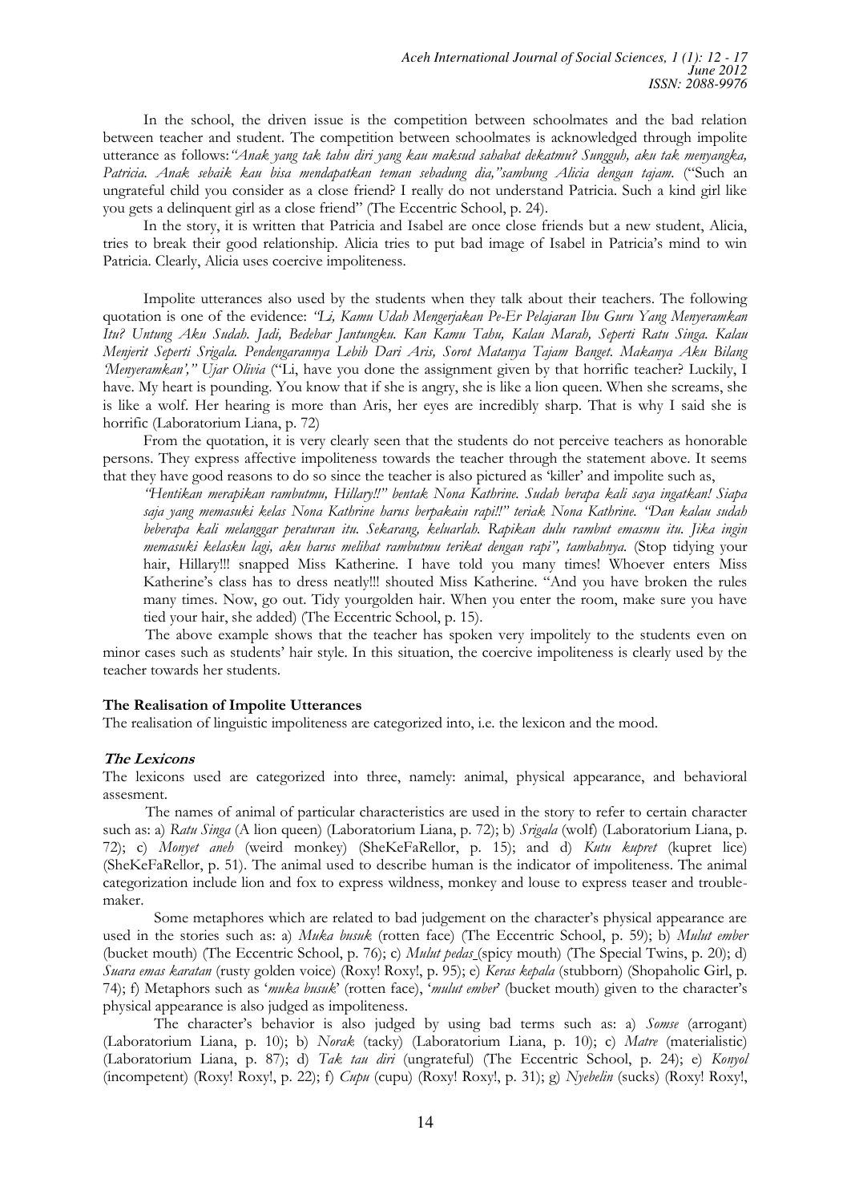In the school, the driven issue is the competition between schoolmates and the bad relation between teacher and student. The competition between schoolmates is acknowledged through impolite utterance as follows: *"Anak yang tak tahu diri yang kau maksud sahabat dekatmu? Sungguh, aku tak menyangka, Patricia. Anak sebaik kau bisa mendapatkan teman sebadung dia,"sambung Alicia dengan tajam.* ("Such an ungrateful child you consider as a close friend? I really do not understand Patricia. Such a kind girl like you gets a delinquent girl as a close friend" (The Eccentric School, p. 24).

In the story, it is written that Patricia and Isabel are once close friends but a new student, Alicia, tries to break their good relationship. Alicia tries to put bad image of Isabel in Patricia's mind to win Patricia. Clearly, Alicia uses coercive impoliteness.

Impolite utterances also used by the students when they talk about their teachers. The following quotation is one of the evidence: *"Li, Kamu Udah Mengerjakan Pe-Er Pelajaran Ibu Guru Yang Menyeramkan Itu? Untung Aku Sudah. Jadi, Bedebar Jantungku. Kan Kamu Tahu, Kalau Marah, Seperti Ratu Singa. Kalau Menjerit Seperti Srigala. Pendengarannya Lebih Dari Aris, Sorot Matanya Tajam Banget. Makanya Aku Bilang 'Menyeramkan'," Ujar Olivia* ("Li, have you done the assignment given by that horrific teacher? Luckily, I have. My heart is pounding. You know that if she is angry, she is like a lion queen. When she screams, she is like a wolf. Her hearing is more than Aris, her eyes are incredibly sharp. That is why I said she is horrific (Laboratorium Liana, p. 72)

From the quotation, it is very clearly seen that the students do not perceive teachers as honorable persons. They express affective impoliteness towards the teacher through the statement above. It seems that they have good reasons to do so since the teacher is also pictured as 'killer' and impolite such as,

> *"Hentikan merapikan rambutmu, Hillary!!" bentak Nona Kathrine. Sudah berapa kali saya ingatkan! Siapa saja yang memasuki kelas Nona Kathrine harus berpakain rapi!!" teriak Nona Kathrine. "Dan kalau sudah beberapa kali melanggar peraturan itu. Sekarang, keluarlah. Rapikan dulu rambut emasmu itu. Jika ingin memasuki kelasku lagi, aku harus melihat rambutmu terikat dengan rapi", tambahnya.* (Stop tidying your hair, Hillary!!! snapped Miss Katherine. I have told you many times! Whoever enters Miss Katherine's class has to dress neatly!!! shouted Miss Katherine. "And you have broken the rules many times. Now, go out. Tidy yourgolden hair. When you enter the room, make sure you have tied your hair, she added) (The Eccentric School, p. 15).

The above example shows that the teacher has spoken very impolitely to the students even on minor cases such as students' hair style. In this situation, the coercive impoliteness is clearly used by the teacher towards her students.

**The Realisation of Impolite Utterances**

The realisation of linguistic impoliteness are categorized into, i.e. the lexicon and the mood.

***The Lexicons***

The lexicons used are categorized into three, namely: animal, physical appearance, and behavioral assesment.

The names of animal of particular characteristics are used in the story to refer to certain character such as: a) *Ratu Singa* (A lion queen) (Laboratorium Liana, p. 72); b) *Srigala* (wolf) (Laboratorium Liana, p. 72); c) *Monyet aneh* (weird monkey) (SheKeFaRellor, p. 15); and d) *Kutu kupret* (kupret lice) (SheKeFaRellor, p. 51). The animal used to describe human is the indicator of impoliteness. The animal categorization include lion and fox to express wildness, monkey and louse to express teaser and trouble-maker.

Some metaphores which are related to bad judgement on the character's physical appearance are used in the stories such as: a) *Muka busuk* (rotten face) (The Eccentric School, p. 59); b) *Mulut ember* (bucket mouth) (The Eccentric School, p. 76); c) *Mulut pedas* (spicy mouth) (The Special Twins, p. 20); d) *Suara emas karatan* (rusty golden voice) (Roxy! Roxy!, p. 95); e) *Keras kepala* (stubborn) (Shopaholic Girl, p. 74); f) Metaphors such as '*muka busuk*' (rotten face), '*mulut ember*' (bucket mouth) given to the character's physical appearance is also judged as impoliteness.

The character's behavior is also judged by using bad terms such as: a) *Somse* (arrogant) (Laboratorium Liana, p. 10); b) *Norak* (tacky) (Laboratorium Liana, p. 10); c) *Matre* (materialistic) (Laboratorium Liana, p. 87); d) *Tak tau diri* (ungrateful) (The Eccentric School, p. 24); e) *Konyol* (incompetent) (Roxy! Roxy!, p. 22); f) *Cupu* (cupu) (Roxy! Roxy!, p. 31); g) *Nyebelin* (sucks) (Roxy! Roxy!,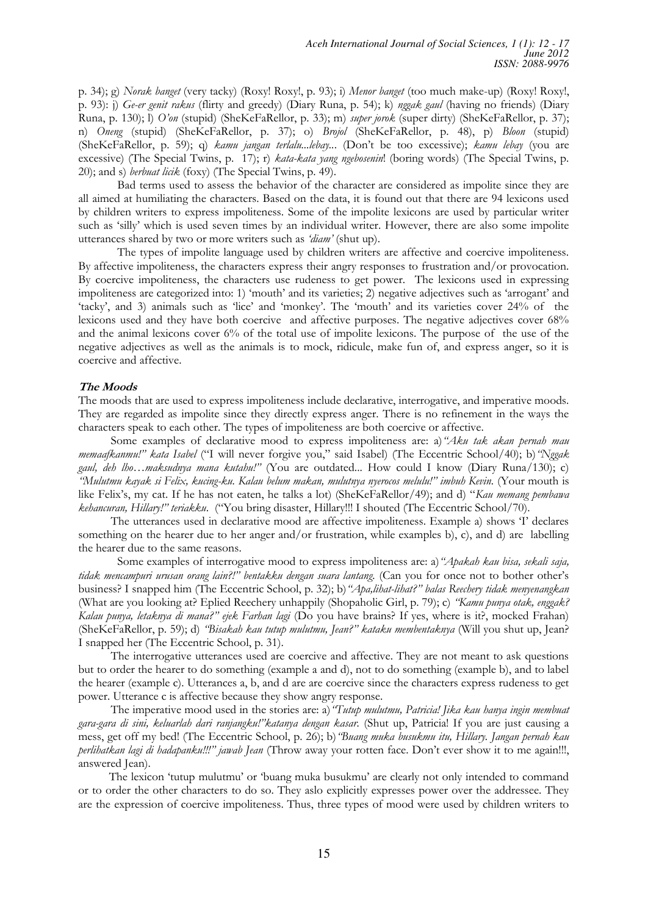p. 34); g) *Norak banget* (very tacky) (Roxy! Roxy!, p. 93); i) *Menor banget* (too much make-up) (Roxy! Roxy!, p. 93): j) *Ge-er genit rakus* (flirty and greedy) (Diary Runa, p. 54); k) *nggak gaul* (having no friends) (Diary Runa, p. 130); l) *O'on* (stupid) (SheKeFaRellor, p. 33); m) *super jorok* (super dirty) (SheKeFaRellor, p. 37); n) *Oneng* (stupid) (SheKeFaRellor, p. 37); o) *Brojol* (SheKeFaRellor, p. 48), p) *Bloon* (stupid) (SheKeFaRellor, p. 59); q) *kamu jangan terlalu...lebay...* (Don't be too excessive); *kamu lebay* (you are excessive) (The Special Twins, p. 17); r) *kata-kata yang ngebosenin*! (boring words) (The Special Twins, p. 20); and s) *berbuat licik* (foxy) (The Special Twins, p. 49).

Bad terms used to assess the behavior of the character are considered as impolite since they are all aimed at humiliating the characters. Based on the data, it is found out that there are 94 lexicons used by children writers to express impoliteness. Some of the impolite lexicons are used by particular writer such as 'silly' which is used seven times by an individual writer. However, there are also some impolite utterances shared by two or more writers such as *'diam'* (shut up).

The types of impolite language used by children writers are affective and coercive impoliteness. By affective impoliteness, the characters express their angry responses to frustration and/or provocation. By coercive impoliteness, the characters use rudeness to get power. The lexicons used in expressing impoliteness are categorized into: 1) 'mouth' and its varieties; 2) negative adjectives such as 'arrogant' and 'tacky', and 3) animals such as 'lice' and 'monkey'. The 'mouth' and its varieties cover 24% of the lexicons used and they have both coercive and affective purposes. The negative adjectives cover 68% and the animal lexicons cover 6% of the total use of impolite lexicons. The purpose of the use of the negative adjectives as well as the animals is to mock, ridicule, make fun of, and express anger, so it is coercive and affective.

### The Moods

The moods that are used to express impoliteness include declarative, interrogative, and imperative moods. They are regarded as impolite since they directly express anger. There is no refinement in the ways the characters speak to each other. The types of impoliteness are both coercive or affective.

Some examples of declarative mood to express impoliteness are: a) *"Aku tak akan pernah mau memaafkanmu!" kata Isabel* ("I will never forgive you," said Isabel) (The Eccentric School/40); b) *"Nggak gaul, deh lho…maksudnya mana kutahu!"* (You are outdated... How could I know (Diary Runa/130); c) *"Mulutmu kayak si Felix, kucing-ku. Kalau belum makan, mulutnya nyerocos melulu!" imbuh Kevin*. (Your mouth is like Felix's, my cat. If he has not eaten, he talks a lot) (SheKeFaRellor/49); and d) "*Kau memang pembawa kehancuran, Hillary!" teriakku*. ("You bring disaster, Hillary!!! I shouted (The Eccentric School/70).

The utterances used in declarative mood are affective impoliteness. Example a) shows 'I' declares something on the hearer due to her anger and/or frustration, while examples b), c), and d) are labelling the hearer due to the same reasons.

Some examples of interrogative mood to express impoliteness are: a) *"Apakah kau bisa, sekali saja, tidak mencampuri urusan orang lain?!" bentakku dengan suara lantang*. (Can you for once not to bother other's business? I snapped him (The Eccentric School, p. 32); b) *"Apa,lihat-lihat?" balas Reechery tidak menyenangkan* (What are you looking at? Eplied Reechery unhappily (Shopaholic Girl, p. 79); c) *"Kamu punya otak, enggak? Kalau punya, letaknya di mana?" ejek Farhan lagi* (Do you have brains? If yes, where is it?, mocked Frahan) (SheKeFaRellor, p. 59); d) *"Bisakah kau tutup mulutmu, Jean?" kataku membentaknya* (Will you shut up, Jean? I snapped her (The Eccentric School, p. 31).

The interrogative utterances used are coercive and affective. They are not meant to ask questions but to order the hearer to do something (example a and d), not to do something (example b), and to label the hearer (example c). Utterances a, b, and d are are coercive since the characters express rudeness to get power. Utterance c is affective because they show angry response.

The imperative mood used in the stories are: a) *"Tutup mulutmu, Patricia! Jika kau hanya ingin membuat gara-gara di sini, keluarlah dari ranjangku!"katanya dengan kasar*. (Shut up, Patricia! If you are just causing a mess, get off my bed! (The Eccentric School, p. 26); b) *"Buang muka busukmu itu, Hillary. Jangan pernah kau perlihatkan lagi di hadapanku!!!" jawab Jean* (Throw away your rotten face. Don't ever show it to me again!!!, answered Jean).

The lexicon 'tutup mulutmu' or 'buang muka busukmu' are clearly not only intended to command or to order the other characters to do so. They aslo explicitly expresses power over the addressee. They are the expression of coercive impoliteness. Thus, three types of mood were used by children writers to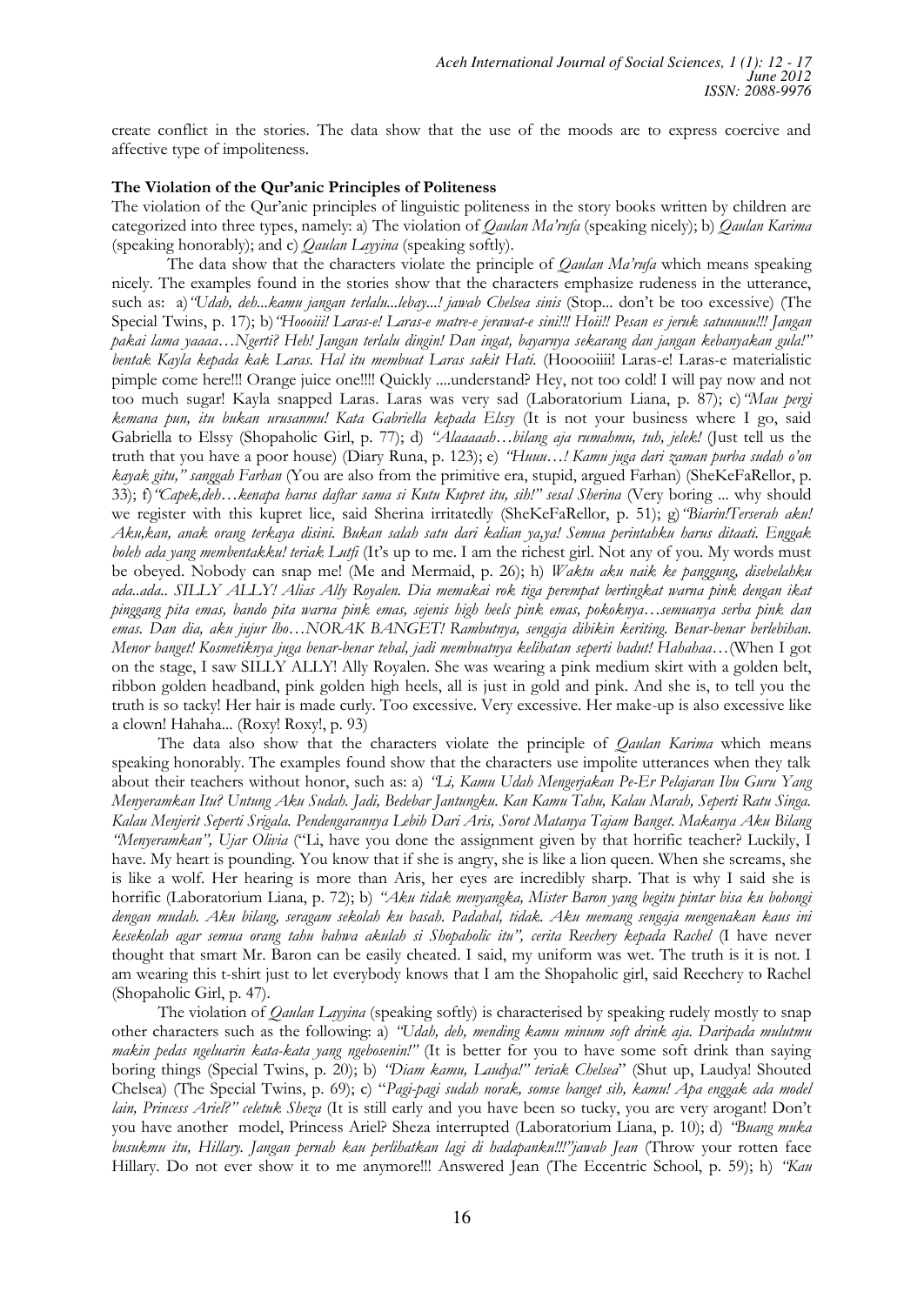create conflict in the stories. The data show that the use of the moods are to express coercive and affective type of impoliteness.

**The Violation of the Qur'anic Principles of Politeness**

The violation of the Qur'anic principles of linguistic politeness in the story books written by children are categorized into three types, namely: a) The violation of *Qaulan Ma'rufa* (speaking nicely); b) *Qaulan Karima* (speaking honorably); and c) *Qaulan Layyina* (speaking softly).

The data show that the characters violate the principle of *Qaulan Ma'rufa* which means speaking nicely. The examples found in the stories show that the characters emphasize rudeness in the utterance, such as: a) *"Udah, deh...kamu jangan terlalu...lebay...! jawab Chelsea sinis* (Stop... don't be too excessive) (The Special Twins, p. 17); b) *"Hoooiii! Laras-e! Laras-e matre-e jerawat-e sini!!! Hoii!! Pesan es jeruk satuuuu!!! Jangan pakai lama yaaaa…Ngerti? Heh! Jangan terlalu dingin! Dan ingat, bayarnya sekarang dan jangan kebanyakan gula!" bentak Kayla kepada kak Laras. Hal itu membuat Laras sakit Hati.* (Hoooiiii! Laras-e! Laras-e materialistic pimple come here!!! Orange juice one!!!! Quickly ....understand? Hey, not too cold! I will pay now and not too much sugar! Kayla snapped Laras. Laras was very sad (Laboratorium Liana, p. 87); c) *"Mau pergi kemana pun, itu bukan urusanmu! Kata Gabriella kepada Elssy* (It is not your business where I go, said Gabriella to Elssy (Shopaholic Girl, p. 77); d) *"Alaaaaah…bilang aja rumahmu, tuh, jelek!* (Just tell us the truth that you have a poor house) (Diary Runa, p. 123); e) *"Huuu…! Kamu juga dari zaman purba sudah o'on kayak gitu," sanggah Farhan* (You are also from the primitive era, stupid, argued Farhan) (SheKeFaRellor, p. 33); f) *"Capek,deh…kenapa harus daftar sama si Kutu Kupret itu, sih!" sesal Sherina* (Very boring ... why should we register with this kupret lice, said Sherina irritatedly (SheKeFaRellor, p. 51); g) *"Biarin!Terserah aku! Aku,kan, anak orang terkaya disini. Bukan salah satu dari kalian ya,ya! Semua perintahku harus ditaati. Enggak boleh ada yang membentakku! teriak Lutfi* (It's up to me. I am the richest girl. Not any of you. My words must be obeyed. Nobody can snap me! (Me and Mermaid, p. 26); h) *Waktu aku naik ke panggung, disebelahku ada..ada.. SILLY ALLY! Alias Ally Royalen. Dia memakai rok tiga perempat bertingkat warna pink dengan ikat pinggang pita emas, bando pita warna pink emas, sejenis high heels pink emas, pokoknya…semuanya serba pink dan emas. Dan dia, aku jujur lho…NORAK BANGET! Rambutnya, sengaja dibikin keriting. Benar-benar berlebihan. Menor banget! Kosmetiknya juga benar-benar tebal, jadi membuatnya kelihatan seperti badut! Hahahaa…*(When I got on the stage, I saw SILLY ALLY! Ally Royalen. She was wearing a pink medium skirt with a golden belt, ribbon golden headband, pink golden high heels, all is just in gold and pink. And she is, to tell you the truth is so tacky! Her hair is made curly. Too excessive. Very excessive. Her make-up is also excessive like a clown! Hahaha... (Roxy! Roxy!, p. 93)

The data also show that the characters violate the principle of *Qaulan Karima* which means speaking honorably. The examples found show that the characters use impolite utterances when they talk about their teachers without honor, such as: a) *"Li, Kamu Udah Mengerjakan Pe-Er Pelajaran Ibu Guru Yang Menyeramkan Itu? Untung Aku Sudah. Jadi, Bedebar Jantungku. Kan Kamu Tahu, Kalau Marah, Seperti Ratu Singa. Kalau Menjerit Seperti Srigala. Pendengarannya Lebih Dari Aris, Sorot Matanya Tajam Banget. Makanya Aku Bilang "Menyeramkan", Ujar Olivia* ("Li, have you done the assignment given by that horrific teacher? Luckily, I have. My heart is pounding. You know that if she is angry, she is like a lion queen. When she screams, she is like a wolf. Her hearing is more than Aris, her eyes are incredibly sharp. That is why I said she is horrific (Laboratorium Liana, p. 72); b) *"Aku tidak menyangka, Mister Baron yang begitu pintar bisa ku bohongi dengan mudah. Aku bilang, seragam sekolah ku basah. Padahal, tidak. Aku memang sengaja mengenakan kaus ini kesekolah agar semua orang tahu bahwa akulah si Shopaholic itu", cerita Reechery kepada Rachel* (I have never thought that smart Mr. Baron can be easily cheated. I said, my uniform was wet. The truth is it is not. I am wearing this t-shirt just to let everybody knows that I am the Shopaholic girl, said Reechery to Rachel (Shopaholic Girl, p. 47).

The violation of *Qaulan Layyina* (speaking softly) is characterised by speaking rudely mostly to snap other characters such as the following: a) *"Udah, deh, mending kamu minum soft drink aja. Daripada mulutmu makin pedas ngeluarin kata-kata yang ngebosenin!"* (It is better for you to have some soft drink than saying boring things (Special Twins, p. 20); b) *"Diam kamu, Laudya!" teriak Chelsea*" (Shut up, Laudya! Shouted Chelsea) (The Special Twins, p. 69); c) "*Pagi-pagi sudah norak, somse banget sih, kamu! Apa enggak ada model lain, Princess Ariel?" celetuk Sheza* (It is still early and you have been so tucky, you are very arrogant! Don't you have another model, Princess Ariel? Sheza interrupted (Laboratorium Liana, p. 10); d) *"Buang muka busukmu itu, Hillary. Jangan pernah kau perlihatkan lagi di hadapanku!!!"jawab Jean* (Throw your rotten face Hillary. Do not ever show it to me anymore!!! Answered Jean (The Eccentric School, p. 59); h) *"Kau*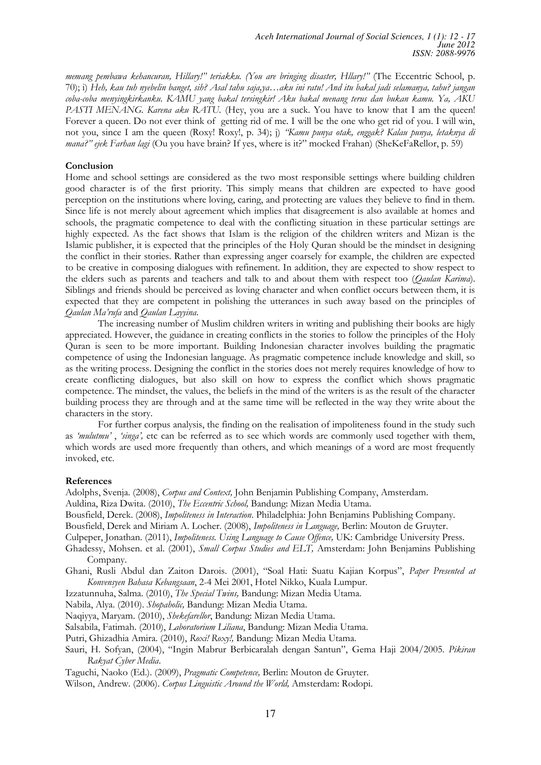*memang pembawa kehancuran, Hillary!" teriakku. (You are bringing disaster, Hllary!"* (The Eccentric School, p. 70); i) *Heh, kau tuh nyebelin banget, sih? Asal tahu saja,ya…aku ini ratu! And itu bakal jadi selamanya, tahu? jangan coba-coba menyingkirkanku. KAMU yang bakal tersingkir! Aku bakal menang terus dan bukan kamu. Ya, AKU PASTI MENANG. Karena aku RATU.* (Hey, you are a suck. You have to know that I am the queen! Forever a queen. Do not ever think of getting rid of me. I will be the one who get rid of you. I will win, not you, since I am the queen (Roxy! Roxy!, p. 34); j) *"Kamu punya otak, enggak? Kalau punya, letaknya di mana?" ejek Farhan lagi* (Ou you have brain? If yes, where is it?" mocked Frahan) (SheKeFaRellor, p. 59)

**Conclusion**

Home and school settings are considered as the two most responsible settings where building children good character is of the first priority. This simply means that children are expected to have good perception on the institutions where loving, caring, and protecting are values they believe to find in them. Since life is not merely about agreement which implies that disagreement is also available at homes and schools, the pragmatic competence to deal with the conflicting situation in these particular settings are highly expected. As the fact shows that Islam is the religion of the children writers and Mizan is the Islamic publisher, it is expected that the principles of the Holy Quran should be the mindset in designing the conflict in their stories. Rather than expressing anger coarsely for example, the children are expected to be creative in composing dialogues with refinement. In addition, they are expected to show respect to the elders such as parents and teachers and talk to and about them with respect too (*Qaulan Karima*). Siblings and friends should be perceived as loving character and when conflict occurs between them, it is expected that they are competent in polishing the utterances in such away based on the principles of *Qaulan Ma'rufa* and *Qaulan Layyina*.

The increasing number of Muslim children writers in writing and publishing their books are higly appreciated. However, the guidance in creating conflicts in the stories to follow the principles of the Holy Quran is seen to be more important. Building Indonesian character involves building the pragmatic competence of using the Indonesian language. As pragmatic competence include knowledge and skill, so as the writing process. Designing the conflict in the stories does not merely requires knowledge of how to create conflicting dialogues, but also skill on how to express the conflict which shows pragmatic competence. The mindset, the values, the beliefs in the mind of the writers is as the result of the character building process they are through and at the same time will be reflected in the way they write about the characters in the story.

For further corpus analysis, the finding on the realisation of impoliteness found in the study such as *'mulutmu'* , *'singa',* etc can be referred as to see which words are commonly used together with them, which words are used more frequently than others, and which meanings of a word are most frequently invoked, etc.

**References**

Adolphs, Svenja. (2008), *Corpus and Context,* John Benjamin Publishing Company, Amsterdam.

Auldina, Riza Dwita. (2010), *The Eccentric School,* Bandung: Mizan Media Utama.

Bousfield, Derek. (2008), *Impoliteness in Interaction*. Philadelphia: John Benjamins Publishing Company.

Bousfield, Derek and Miriam A. Locher. (2008), *Impoliteness in Language,* Berlin: Mouton de Gruyter.

Culpeper, Jonathan. (2011), *Impoliteness. Using Language to Cause Offence,* UK: Cambridge University Press.

Ghadessy, Mohsen. et al. (2001), *Small Corpus Studies and ELT,* Amsterdam: John Benjamins Publishing Company.

Ghani, Rusli Abdul dan Zaiton Darois. (2001), "Soal Hati: Suatu Kajian Korpus", *Paper Presented at Konvensyen Bahasa Kebangsaan*, 2-4 Mei 2001, Hotel Nikko, Kuala Lumpur.

Izzatunnuha, Salma. (2010), *The Special Twins,* Bandung: Mizan Media Utama.

Nabila, Alya. (2010). *Shopaholic,* Bandung: Mizan Media Utama.

Naqiyya, Maryam. (2010), *Shekefarellor*, Bandung: Mizan Media Utama.

Salsabila, Fatimah. (2010), *Laboratorium Liliana*, Bandung: Mizan Media Utama.

Putri, Ghizadhia Amira. (2010), *Roxi! Roxy!,* Bandung: Mizan Media Utama.

Sauri, H. Sofyan, (2004), "Ingin Mabrur Berbicaralah dengan Santun", Gema Haji 2004/2005. *Pikiran Rakyat Cyber Media*.

Taguchi, Naoko (Ed.). (2009), *Pragmatic Competence,* Berlin: Mouton de Gruyter.

Wilson, Andrew. (2006). *Corpus Linguistic Around the World,* Amsterdam: Rodopi.